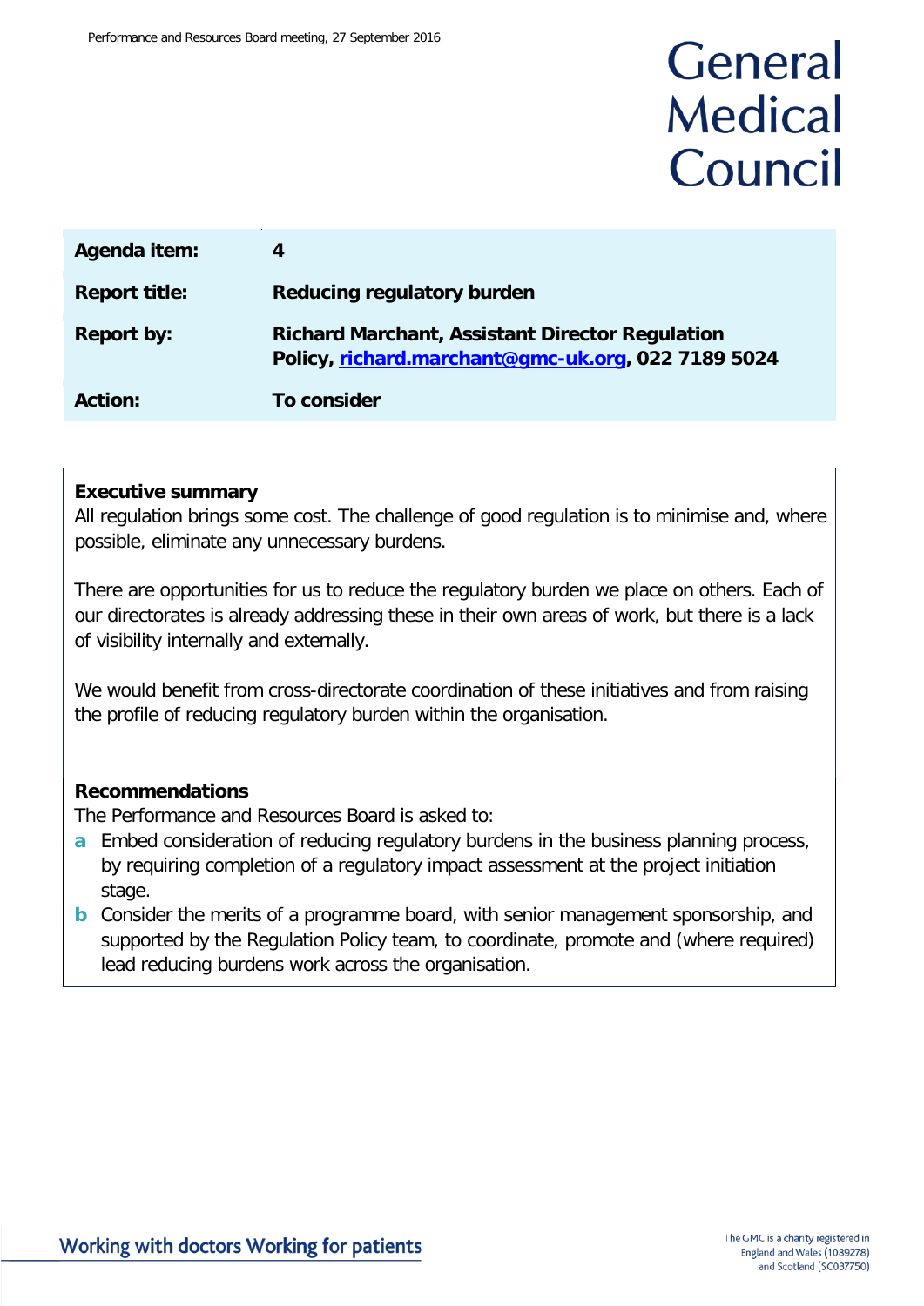# General Medical Council

| | |
|---|---|
| **Agenda item:** | **4** |
| **Report title:** | **Reducing regulatory burden** |
| **Report by:** | **Richard Marchant, Assistant Director Regulation Policy, [richard.marchant@gmc-uk.org](mailto:richard.marchant@gmc-uk.org), 022 7189 5024** |
| **Action:** | **To consider** |

**Executive summary**

All regulation brings some cost. The challenge of good regulation is to minimise and, where possible, eliminate any unnecessary burdens.

There are opportunities for us to reduce the regulatory burden we place on others. Each of our directorates is already addressing these in their own areas of work, but there is a lack of visibility internally and externally.

We would benefit from cross-directorate coordination of these initiatives and from raising the profile of reducing regulatory burden within the organisation.

**Recommendations**

The Performance and Resources Board is asked to:

- **a** Embed consideration of reducing regulatory burdens in the business planning process, by requiring completion of a regulatory impact assessment at the project initiation stage.
- **b** Consider the merits of a programme board, with senior management sponsorship, and supported by the Regulation Policy team, to coordinate, promote and (where required) lead reducing burdens work across the organisation.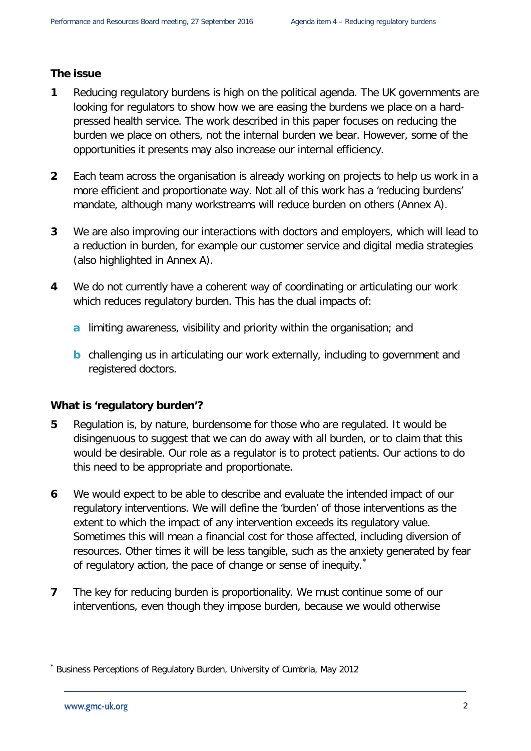## The issue

**1** Reducing regulatory burdens is high on the political agenda. The UK governments are looking for regulators to show how we are easing the burdens we place on a hard-pressed health service. The work described in this paper focuses on reducing the burden we place on others, not the internal burden we bear. However, some of the opportunities it presents may also increase our internal efficiency.

**2** Each team across the organisation is already working on projects to help us work in a more efficient and proportionate way. Not all of this work has a 'reducing burdens' mandate, although many workstreams will reduce burden on others (Annex A).

**3** We are also improving our interactions with doctors and employers, which will lead to a reduction in burden, for example our customer service and digital media strategies (also highlighted in Annex A).

**4** We do not currently have a coherent way of coordinating or articulating our work which reduces regulatory burden. This has the dual impacts of:

**a** limiting awareness, visibility and priority within the organisation; and

**b** challenging us in articulating our work externally, including to government and registered doctors.

## What is 'regulatory burden'?

**5** Regulation is, by nature, burdensome for those who are regulated. It would be disingenuous to suggest that we can do away with all burden, or to claim that this would be desirable. Our role as a regulator is to protect patients. Our actions to do this need to be appropriate and proportionate.

**6** We would expect to be able to describe and evaluate the intended impact of our regulatory interventions. We will define the 'burden' of those interventions as the extent to which the impact of any intervention exceeds its regulatory value. Sometimes this will mean a financial cost for those affected, including diversion of resources. Other times it will be less tangible, such as the anxiety generated by fear of regulatory action, the pace of change or sense of inequity.[*]

**7** The key for reducing burden is proportionality. We must continue some of our interventions, even though they impose burden, because we would otherwise

[*] Business Perceptions of Regulatory Burden, University of Cumbria, May 2012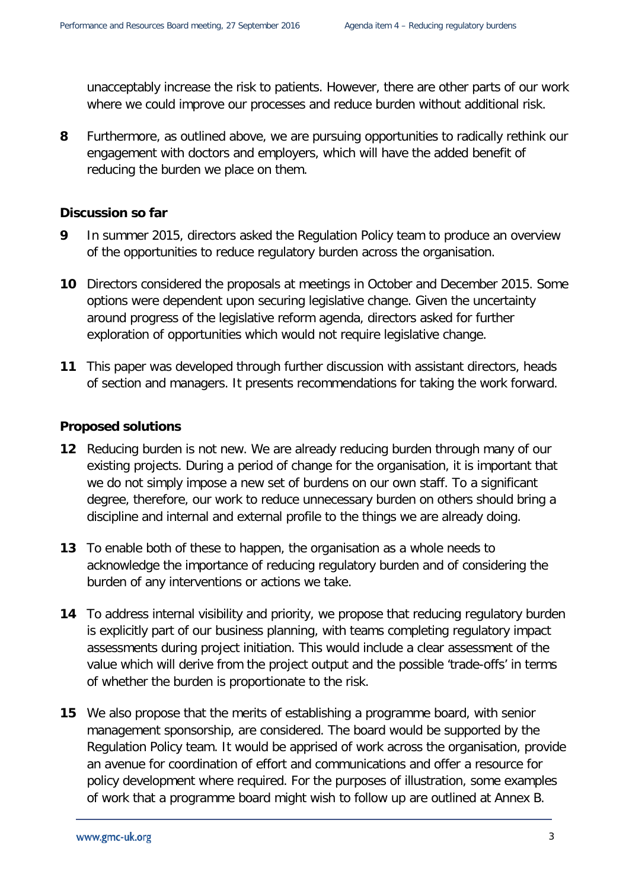unacceptably increase the risk to patients. However, there are other parts of our work where we could improve our processes and reduce burden without additional risk.

**8** Furthermore, as outlined above, we are pursuing opportunities to radically rethink our engagement with doctors and employers, which will have the added benefit of reducing the burden we place on them.

**Discussion so far**

**9** In summer 2015, directors asked the Regulation Policy team to produce an overview of the opportunities to reduce regulatory burden across the organisation.

**10** Directors considered the proposals at meetings in October and December 2015. Some options were dependent upon securing legislative change. Given the uncertainty around progress of the legislative reform agenda, directors asked for further exploration of opportunities which would not require legislative change.

**11** This paper was developed through further discussion with assistant directors, heads of section and managers. It presents recommendations for taking the work forward.

**Proposed solutions**

**12** Reducing burden is not new. We are already reducing burden through many of our existing projects. During a period of change for the organisation, it is important that we do not simply impose a new set of burdens on our own staff. To a significant degree, therefore, our work to reduce unnecessary burden on others should bring a discipline and internal and external profile to the things we are already doing.

**13** To enable both of these to happen, the organisation as a whole needs to acknowledge the importance of reducing regulatory burden and of considering the burden of any interventions or actions we take.

**14** To address internal visibility and priority, we propose that reducing regulatory burden is explicitly part of our business planning, with teams completing regulatory impact assessments during project initiation. This would include a clear assessment of the value which will derive from the project output and the possible 'trade-offs' in terms of whether the burden is proportionate to the risk.

**15** We also propose that the merits of establishing a programme board, with senior management sponsorship, are considered. The board would be supported by the Regulation Policy team. It would be apprised of work across the organisation, provide an avenue for coordination of effort and communications and offer a resource for policy development where required. For the purposes of illustration, some examples of work that a programme board might wish to follow up are outlined at Annex B.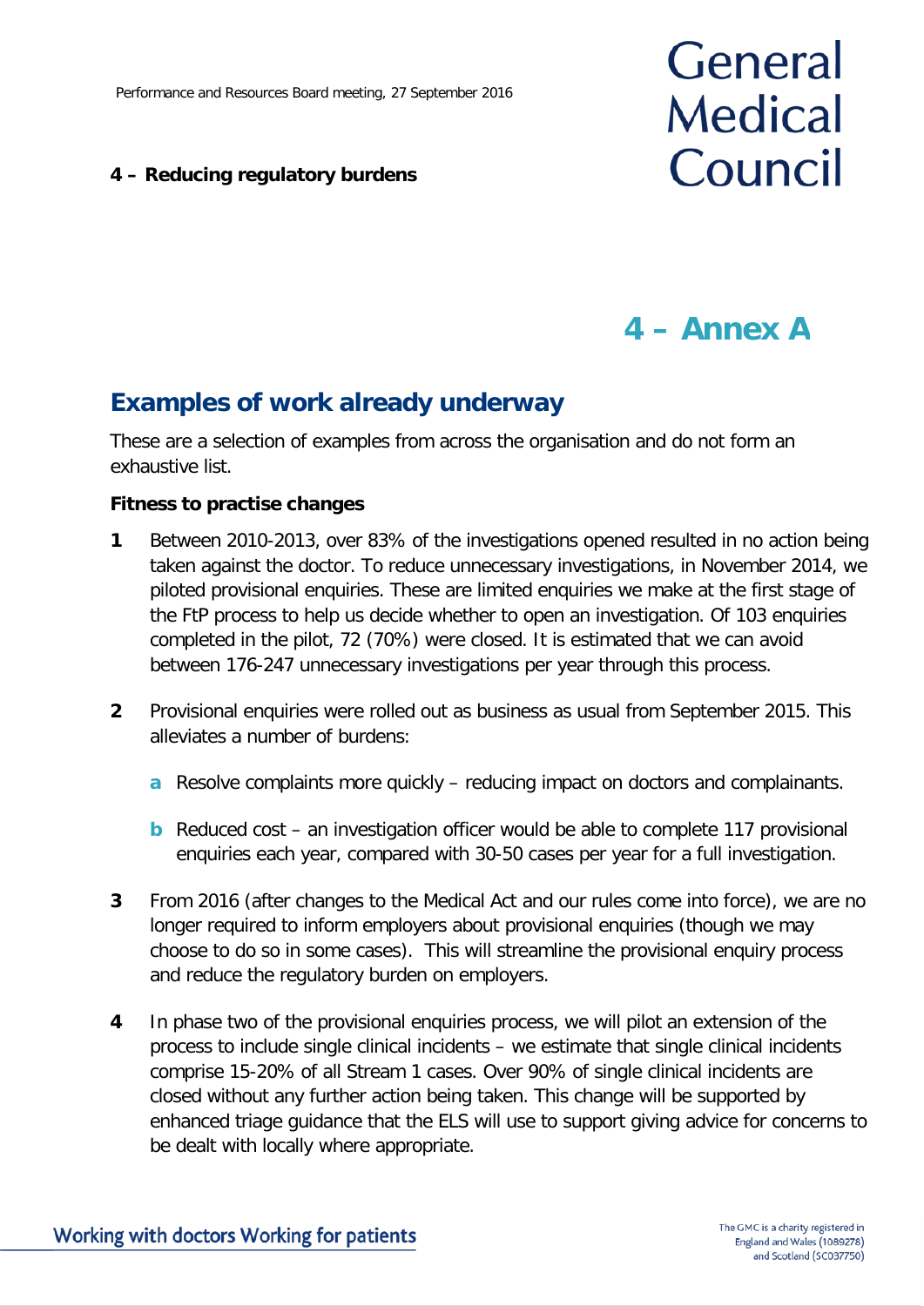Performance and Resources Board meeting, 27 September 2016

**4 – Reducing regulatory burdens**

# 4 – Annex A

## Examples of work already underway

These are a selection of examples from across the organisation and do not form an exhaustive list.

**Fitness to practise changes**

**1** Between 2010-2013, over 83% of the investigations opened resulted in no action being taken against the doctor. To reduce unnecessary investigations, in November 2014, we piloted provisional enquiries. These are limited enquiries we make at the first stage of the FtP process to help us decide whether to open an investigation. Of 103 enquiries completed in the pilot, 72 (70%) were closed. It is estimated that we can avoid between 176-247 unnecessary investigations per year through this process.

**2** Provisional enquiries were rolled out as business as usual from September 2015. This alleviates a number of burdens:

- **a** Resolve complaints more quickly – reducing impact on doctors and complainants.
- **b** Reduced cost – an investigation officer would be able to complete 117 provisional enquiries each year, compared with 30-50 cases per year for a full investigation.

**3** From 2016 (after changes to the Medical Act and our rules come into force), we are no longer required to inform employers about provisional enquiries (though we may choose to do so in some cases). This will streamline the provisional enquiry process and reduce the regulatory burden on employers.

**4** In phase two of the provisional enquiries process, we will pilot an extension of the process to include single clinical incidents – we estimate that single clinical incidents comprise 15-20% of all Stream 1 cases. Over 90% of single clinical incidents are closed without any further action being taken. This change will be supported by enhanced triage guidance that the ELS will use to support giving advice for concerns to be dealt with locally where appropriate.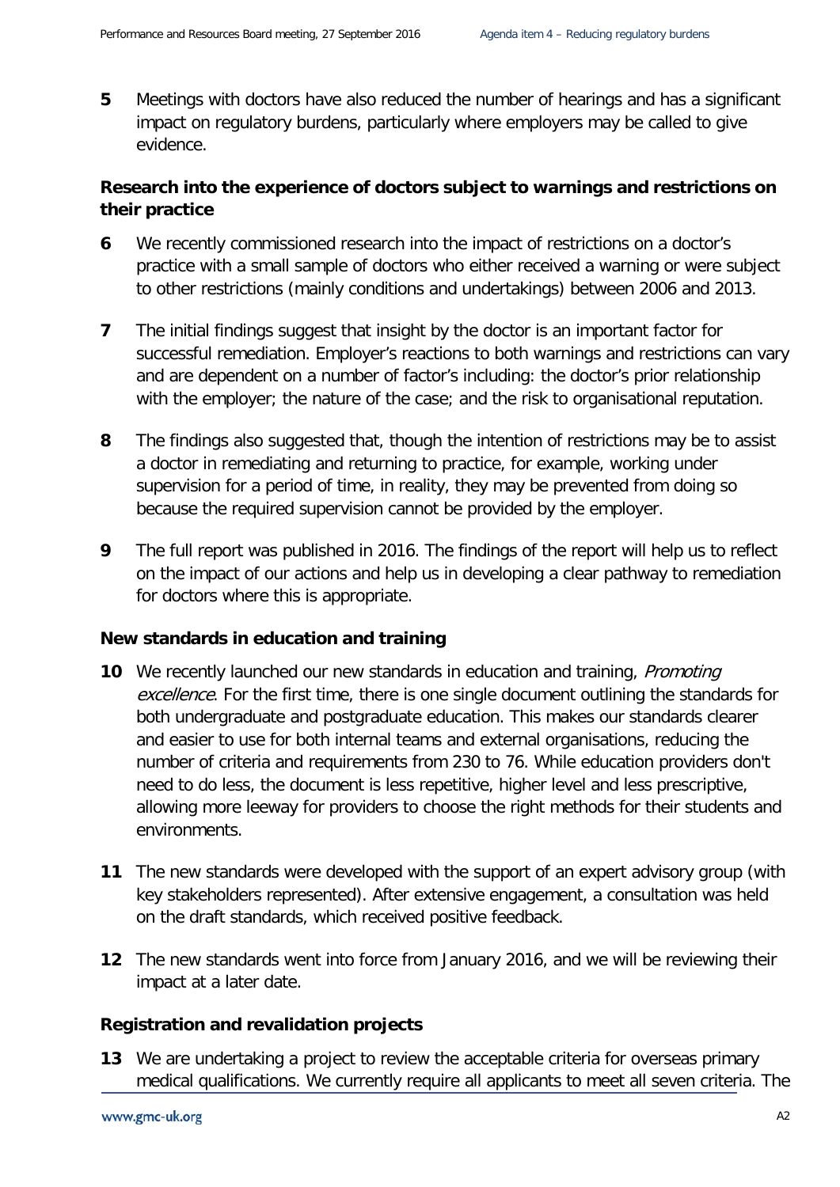**5** Meetings with doctors have also reduced the number of hearings and has a significant impact on regulatory burdens, particularly where employers may be called to give evidence.

**Research into the experience of doctors subject to warnings and restrictions on their practice**

**6** We recently commissioned research into the impact of restrictions on a doctor's practice with a small sample of doctors who either received a warning or were subject to other restrictions (mainly conditions and undertakings) between 2006 and 2013.

**7** The initial findings suggest that insight by the doctor is an important factor for successful remediation. Employer's reactions to both warnings and restrictions can vary and are dependent on a number of factor's including: the doctor's prior relationship with the employer; the nature of the case; and the risk to organisational reputation.

**8** The findings also suggested that, though the intention of restrictions may be to assist a doctor in remediating and returning to practice, for example, working under supervision for a period of time, in reality, they may be prevented from doing so because the required supervision cannot be provided by the employer.

**9** The full report was published in 2016. The findings of the report will help us to reflect on the impact of our actions and help us in developing a clear pathway to remediation for doctors where this is appropriate.

**New standards in education and training**

**10** We recently launched our new standards in education and training, *Promoting excellence*. For the first time, there is one single document outlining the standards for both undergraduate and postgraduate education. This makes our standards clearer and easier to use for both internal teams and external organisations, reducing the number of criteria and requirements from 230 to 76. While education providers don't need to do less, the document is less repetitive, higher level and less prescriptive, allowing more leeway for providers to choose the right methods for their students and environments.

**11** The new standards were developed with the support of an expert advisory group (with key stakeholders represented). After extensive engagement, a consultation was held on the draft standards, which received positive feedback.

**12** The new standards went into force from January 2016, and we will be reviewing their impact at a later date.

**Registration and revalidation projects**

**13** We are undertaking a project to review the acceptable criteria for overseas primary medical qualifications. We currently require all applicants to meet all seven criteria. The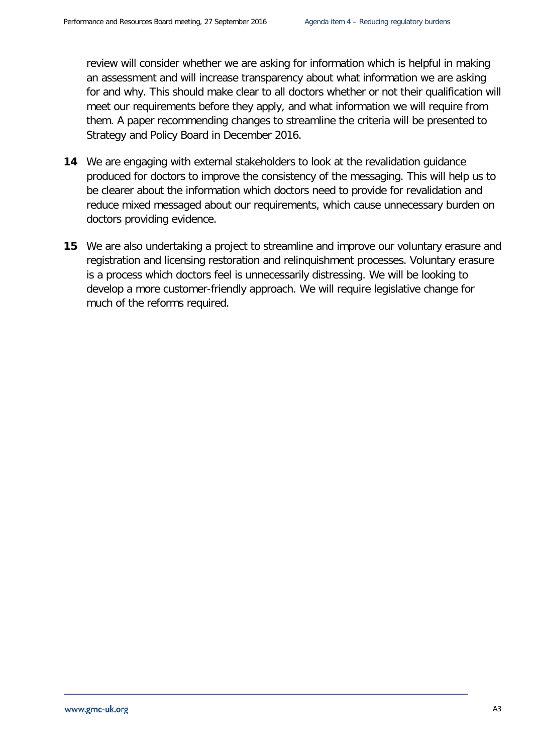review will consider whether we are asking for information which is helpful in making an assessment and will increase transparency about what information we are asking for and why. This should make clear to all doctors whether or not their qualification will meet our requirements before they apply, and what information we will require from them. A paper recommending changes to streamline the criteria will be presented to Strategy and Policy Board in December 2016.

**14** We are engaging with external stakeholders to look at the revalidation guidance produced for doctors to improve the consistency of the messaging. This will help us to be clearer about the information which doctors need to provide for revalidation and reduce mixed messaged about our requirements, which cause unnecessary burden on doctors providing evidence.

**15** We are also undertaking a project to streamline and improve our voluntary erasure and registration and licensing restoration and relinquishment processes. Voluntary erasure is a process which doctors feel is unnecessarily distressing. We will be looking to develop a more customer-friendly approach. We will require legislative change for much of the reforms required.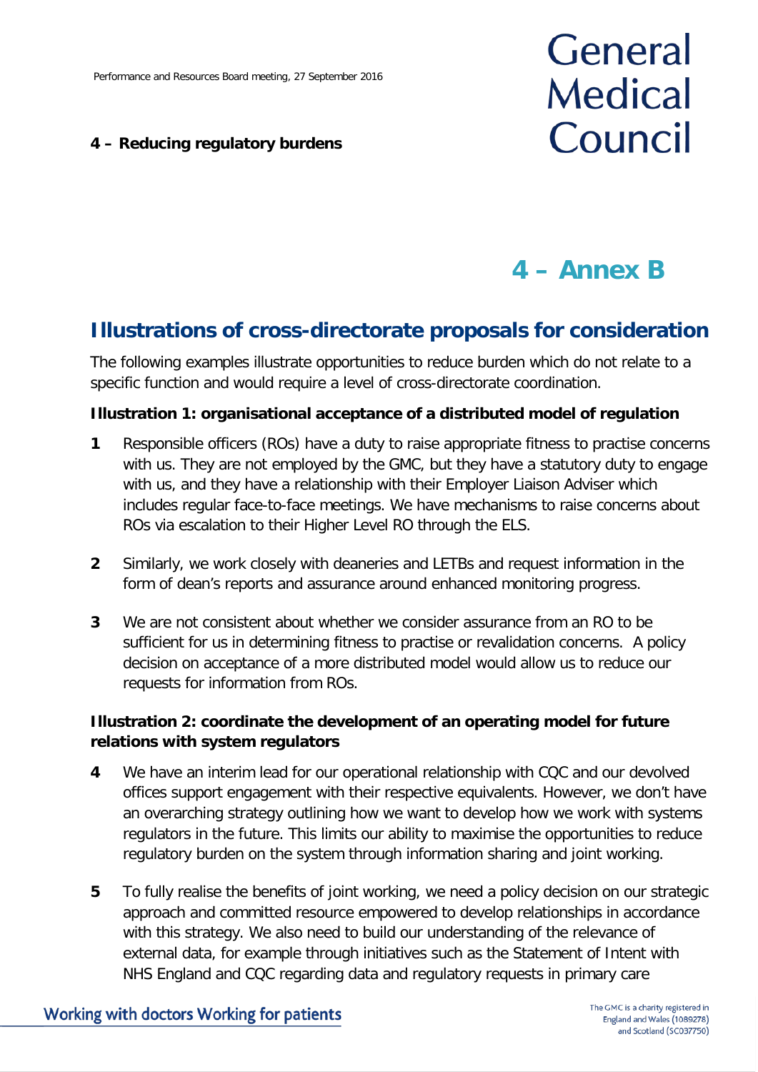# 4 – Annex B

## Illustrations of cross-directorate proposals for consideration

The following examples illustrate opportunities to reduce burden which do not relate to a specific function and would require a level of cross-directorate coordination.

**Illustration 1: organisational acceptance of a distributed model of regulation**

**1** Responsible officers (ROs) have a duty to raise appropriate fitness to practise concerns with us. They are not employed by the GMC, but they have a statutory duty to engage with us, and they have a relationship with their Employer Liaison Adviser which includes regular face-to-face meetings. We have mechanisms to raise concerns about ROs via escalation to their Higher Level RO through the ELS.

**2** Similarly, we work closely with deaneries and LETBs and request information in the form of dean's reports and assurance around enhanced monitoring progress.

**3** We are not consistent about whether we consider assurance from an RO to be sufficient for us in determining fitness to practise or revalidation concerns. A policy decision on acceptance of a more distributed model would allow us to reduce our requests for information from ROs.

**Illustration 2: coordinate the development of an operating model for future relations with system regulators**

**4** We have an interim lead for our operational relationship with CQC and our devolved offices support engagement with their respective equivalents. However, we don't have an overarching strategy outlining how we want to develop how we work with systems regulators in the future. This limits our ability to maximise the opportunities to reduce regulatory burden on the system through information sharing and joint working.

**5** To fully realise the benefits of joint working, we need a policy decision on our strategic approach and committed resource empowered to develop relationships in accordance with this strategy. We also need to build our understanding of the relevance of external data, for example through initiatives such as the Statement of Intent with NHS England and CQC regarding data and regulatory requests in primary care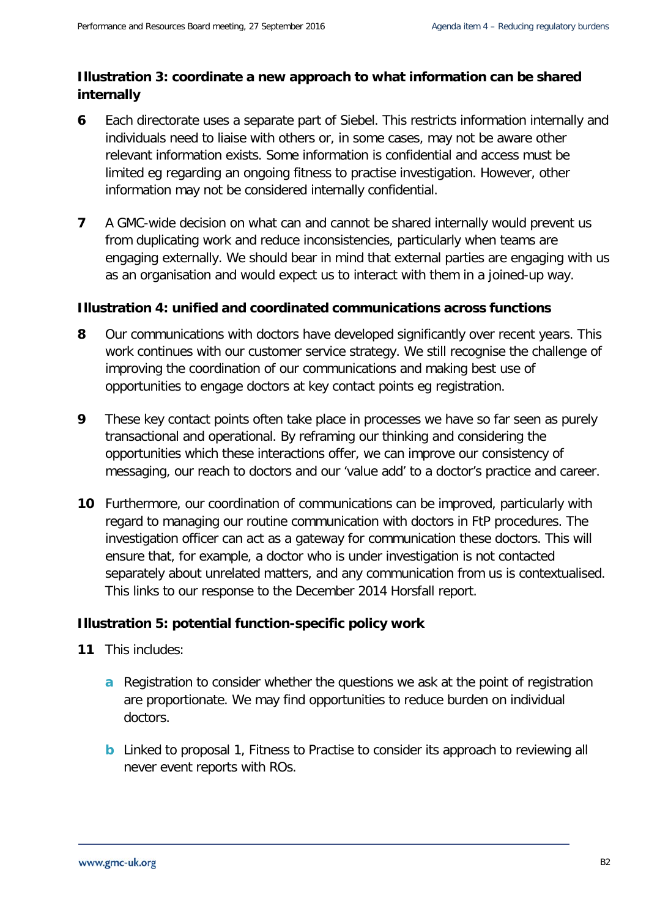### Illustration 3: coordinate a new approach to what information can be shared internally

**6** Each directorate uses a separate part of Siebel. This restricts information internally and individuals need to liaise with others or, in some cases, may not be aware other relevant information exists. Some information is confidential and access must be limited eg regarding an ongoing fitness to practise investigation. However, other information may not be considered internally confidential.

**7** A GMC-wide decision on what can and cannot be shared internally would prevent us from duplicating work and reduce inconsistencies, particularly when teams are engaging externally. We should bear in mind that external parties are engaging with us as an organisation and would expect us to interact with them in a joined-up way.

### Illustration 4: unified and coordinated communications across functions

**8** Our communications with doctors have developed significantly over recent years. This work continues with our customer service strategy. We still recognise the challenge of improving the coordination of our communications and making best use of opportunities to engage doctors at key contact points eg registration.

**9** These key contact points often take place in processes we have so far seen as purely transactional and operational. By reframing our thinking and considering the opportunities which these interactions offer, we can improve our consistency of messaging, our reach to doctors and our 'value add' to a doctor's practice and career.

**10** Furthermore, our coordination of communications can be improved, particularly with regard to managing our routine communication with doctors in FtP procedures. The investigation officer can act as a gateway for communication these doctors. This will ensure that, for example, a doctor who is under investigation is not contacted separately about unrelated matters, and any communication from us is contextualised. This links to our response to the December 2014 Horsfall report.

### Illustration 5: potential function-specific policy work

**11** This includes:

- **a** Registration to consider whether the questions we ask at the point of registration are proportionate. We may find opportunities to reduce burden on individual doctors.
- **b** Linked to proposal 1, Fitness to Practise to consider its approach to reviewing all never event reports with ROs.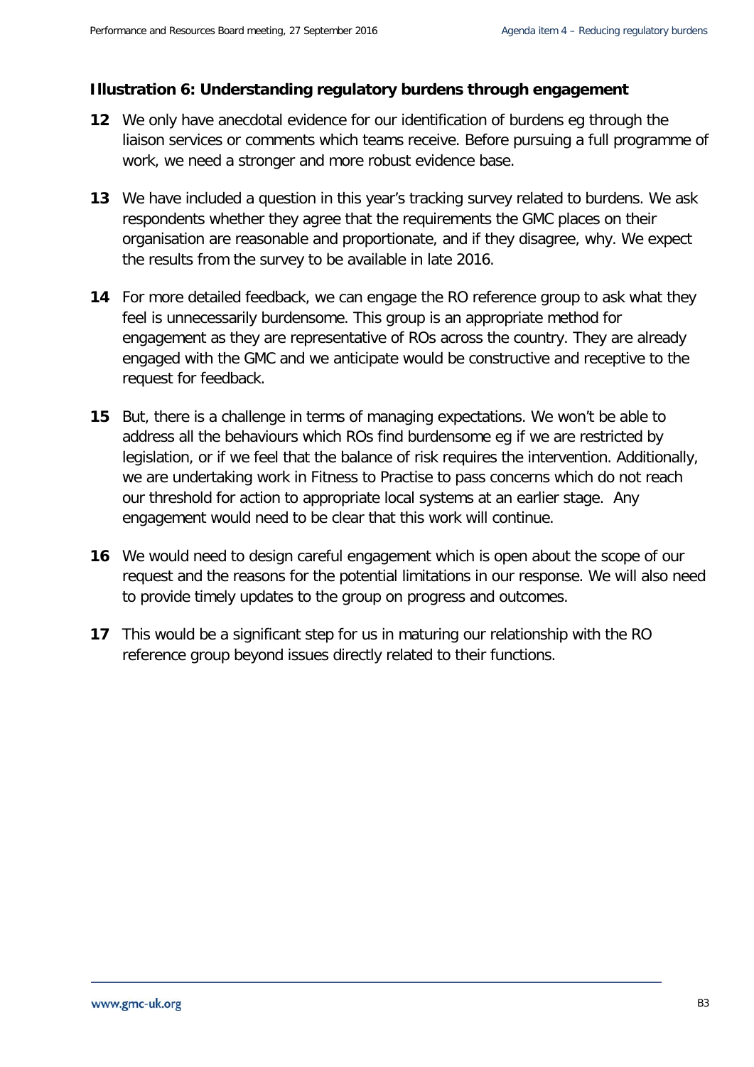### Illustration 6: Understanding regulatory burdens through engagement

**12** We only have anecdotal evidence for our identification of burdens eg through the liaison services or comments which teams receive. Before pursuing a full programme of work, we need a stronger and more robust evidence base.

**13** We have included a question in this year's tracking survey related to burdens. We ask respondents whether they agree that the requirements the GMC places on their organisation are reasonable and proportionate, and if they disagree, why. We expect the results from the survey to be available in late 2016.

**14** For more detailed feedback, we can engage the RO reference group to ask what they feel is unnecessarily burdensome. This group is an appropriate method for engagement as they are representative of ROs across the country. They are already engaged with the GMC and we anticipate would be constructive and receptive to the request for feedback.

**15** But, there is a challenge in terms of managing expectations. We won't be able to address all the behaviours which ROs find burdensome eg if we are restricted by legislation, or if we feel that the balance of risk requires the intervention. Additionally, we are undertaking work in Fitness to Practise to pass concerns which do not reach our threshold for action to appropriate local systems at an earlier stage. Any engagement would need to be clear that this work will continue.

**16** We would need to design careful engagement which is open about the scope of our request and the reasons for the potential limitations in our response. We will also need to provide timely updates to the group on progress and outcomes.

**17** This would be a significant step for us in maturing our relationship with the RO reference group beyond issues directly related to their functions.